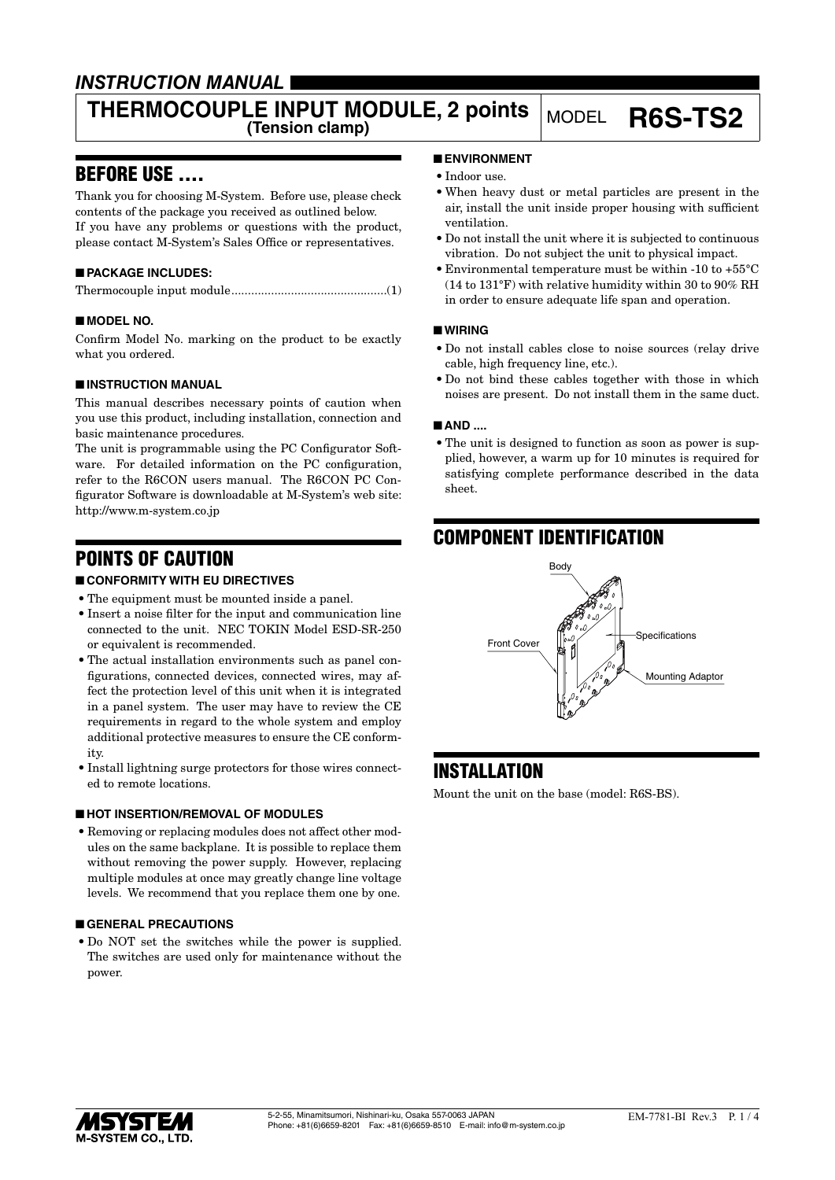## *INSTRUCTION MANUAL*

# THERMOCOUPLE INPUT MODULE, 2 points (Tension clamp)

MODEL **R6S-TS2**

## BEFORE USE ....

Thank you for choosing M-System. Before use, please check contents of the package you received as outlined below.
If you have any problems or questions with the product, please contact M-System's Sales Office or representatives.

### ■ PACKAGE INCLUDES:

Thermocouple input module..............................................(1)

### ■ MODEL NO.

Confirm Model No. marking on the product to be exactly what you ordered.

### ■ INSTRUCTION MANUAL

This manual describes necessary points of caution when you use this product, including installation, connection and basic maintenance procedures.
The unit is programmable using the PC Configurator Software. For detailed information on the PC configuration, refer to the R6CON users manual. The R6CON PC Configurator Software is downloadable at M-System's web site: http://www.m-system.co.jp

## POINTS OF CAUTION

### ■ CONFORMITY WITH EU DIRECTIVES

- The equipment must be mounted inside a panel.
- Insert a noise filter for the input and communication line connected to the unit. NEC TOKIN Model ESD-SR-250 or equivalent is recommended.
- The actual installation environments such as panel configurations, connected devices, connected wires, may affect the protection level of this unit when it is integrated in a panel system. The user may have to review the CE requirements in regard to the whole system and employ additional protective measures to ensure the CE conformity.
- Install lightning surge protectors for those wires connected to remote locations.

### ■ HOT INSERTION/REMOVAL OF MODULES

- Removing or replacing modules does not affect other modules on the same backplane. It is possible to replace them without removing the power supply. However, replacing multiple modules at once may greatly change line voltage levels. We recommend that you replace them one by one.

### ■ GENERAL PRECAUTIONS

- Do NOT set the switches while the power is supplied. The switches are used only for maintenance without the power.

### ■ ENVIRONMENT

- Indoor use.
- When heavy dust or metal particles are present in the air, install the unit inside proper housing with sufficient ventilation.
- Do not install the unit where it is subjected to continuous vibration. Do not subject the unit to physical impact.
- Environmental temperature must be within -10 to +55°C (14 to 131°F) with relative humidity within 30 to 90% RH in order to ensure adequate life span and operation.

### ■ WIRING

- Do not install cables close to noise sources (relay drive cable, high frequency line, etc.).
- Do not bind these cables together with those in which noises are present. Do not install them in the same duct.

### ■ AND ....

- The unit is designed to function as soon as power is supplied, however, a warm up for 10 minutes is required for satisfying complete performance described in the data sheet.

## COMPONENT IDENTIFICATION

Body

Front Cover

Specifications

Mounting Adaptor

## INSTALLATION

Mount the unit on the base (model: R6S-BS).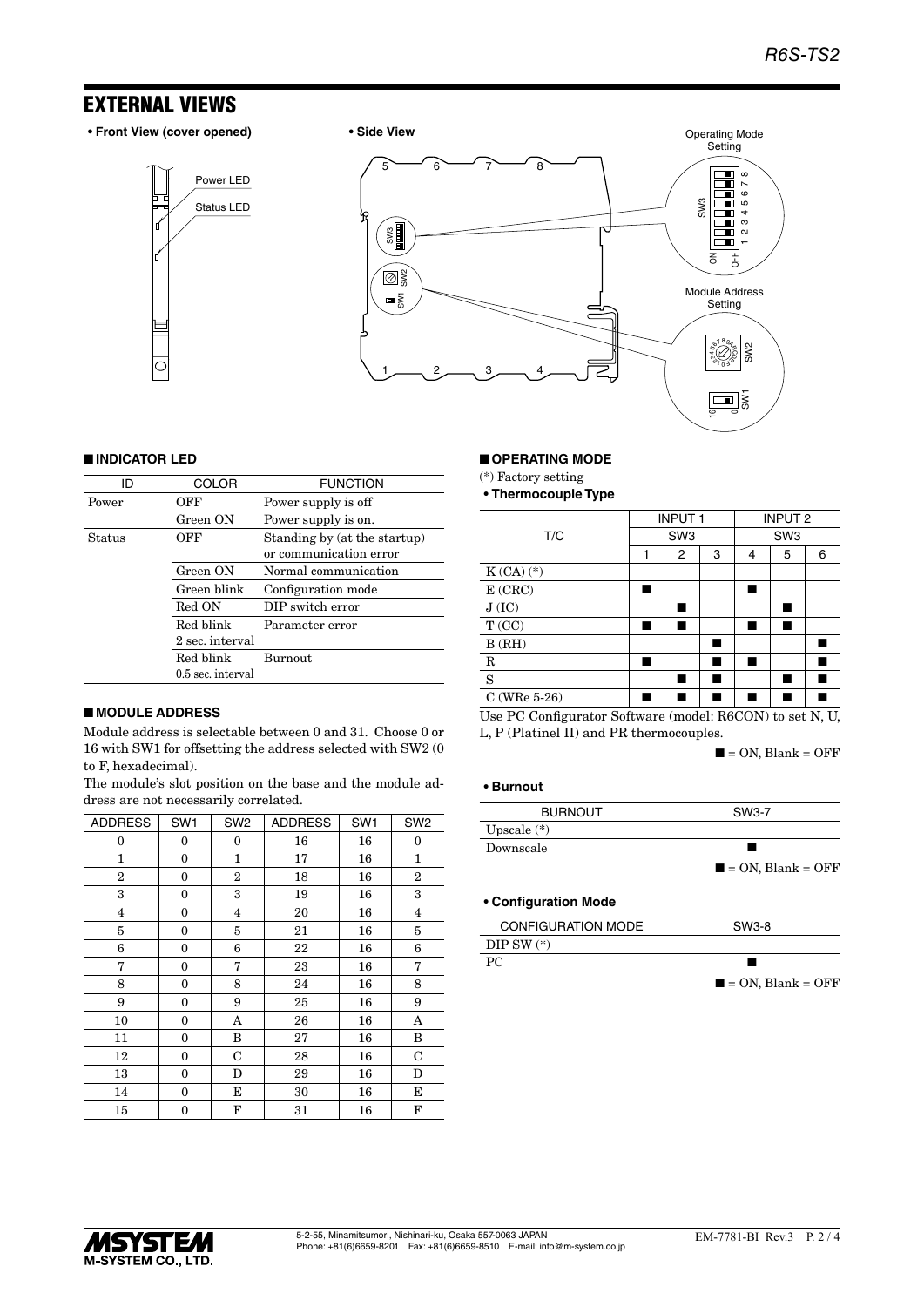## EXTERNAL VIEWS

• **Front View (cover opened)**

Power LED
Status LED

• **Side View**

Operating Mode Setting
SW3
Module Address Setting
SW2
SW1

### ■ INDICATOR LED

| ID | COLOR | FUNCTION |
|---|---|---|
| Power | OFF | Power supply is off |
| | Green ON | Power supply is on. |
| Status | OFF | Standing by (at the startup) or communication error |
| | Green ON | Normal communication |
| | Green blink | Configuration mode |
| | Red ON | DIP switch error |
| | Red blink 2 sec. interval | Parameter error |
| | Red blink 0.5 sec. interval | Burnout |

### ■ MODULE ADDRESS

Module address is selectable between 0 and 31. Choose 0 or 16 with SW1 for offsetting the address selected with SW2 (0 to F, hexadecimal).

The module's slot position on the base and the module address are not necessarily correlated.

| ADDRESS | SW1 | SW2 | ADDRESS | SW1 | SW2 |
|---|---|---|---|---|---|
| 0 | 0 | 0 | 16 | 16 | 0 |
| 1 | 0 | 1 | 17 | 16 | 1 |
| 2 | 0 | 2 | 18 | 16 | 2 |
| 3 | 0 | 3 | 19 | 16 | 3 |
| 4 | 0 | 4 | 20 | 16 | 4 |
| 5 | 0 | 5 | 21 | 16 | 5 |
| 6 | 0 | 6 | 22 | 16 | 6 |
| 7 | 0 | 7 | 23 | 16 | 7 |
| 8 | 0 | 8 | 24 | 16 | 8 |
| 9 | 0 | 9 | 25 | 16 | 9 |
| 10 | 0 | A | 26 | 16 | A |
| 11 | 0 | B | 27 | 16 | B |
| 12 | 0 | C | 28 | 16 | C |
| 13 | 0 | D | 29 | 16 | D |
| 14 | 0 | E | 30 | 16 | E |
| 15 | 0 | F | 31 | 16 | F |

### ■ OPERATING MODE

(*) Factory setting

• **Thermocouple Type**

| T/C | INPUT 1 | | | INPUT 2 | | |
|---|---|---|---|---|---|---|
| | SW3 | | | SW3 | | |
| | 1 | 2 | 3 | 4 | 5 | 6 |
| K (CA) (*) | | | | | | |
| E (CRC) | ■ | | | ■ | | |
| J (IC) | | ■ | | | ■ | |
| T (CC) | ■ | ■ | | ■ | ■ | |
| B (RH) | | | ■ | | | ■ |
| R | ■ | | ■ | ■ | | ■ |
| S | | ■ | ■ | | ■ | ■ |
| C (WRe 5-26) | ■ | ■ | ■ | ■ | ■ | ■ |

Use PC Configurator Software (model: R6CON) to set N, U, L, P (Platinel II) and PR thermocouples.

■ = ON, Blank = OFF

• **Burnout**

| BURNOUT | SW3-7 |
|---|---|
| Upscale (*) | |
| Downscale | ■ |

■ = ON, Blank = OFF

• **Configuration Mode**

| CONFIGURATION MODE | SW3-8 |
|---|---|
| DIP SW (*) | |
| PC | ■ |

■ = ON, Blank = OFF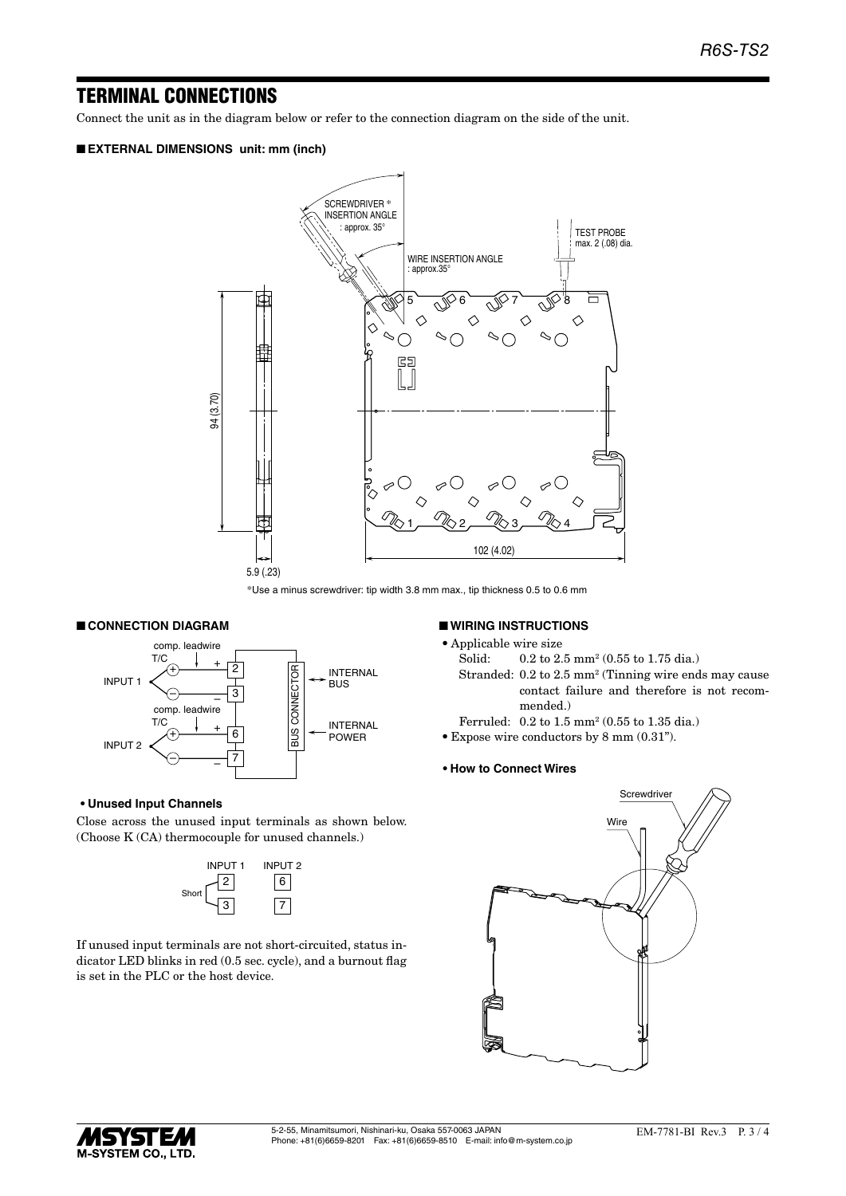## TERMINAL CONNECTIONS

Connect the unit as in the diagram below or refer to the connection diagram on the side of the unit.

### ■ EXTERNAL DIMENSIONS unit: mm (inch)

SCREWDRIVER * INSERTION ANGLE : approx. 35°

WIRE INSERTION ANGLE : approx.35°

TEST PROBE max. 2 (.08) dia.

94 (3.70)

5.9 (.23)

102 (4.02)

*Use a minus screwdriver: tip width 3.8 mm max., tip thickness 0.5 to 0.6 mm

### ■ CONNECTION DIAGRAM

INPUT 1: T/C, comp. leadwire, + 2, – 3

INPUT 2: T/C, comp. leadwire, + 6, – 7

BUS CONNECTOR ↔ INTERNAL BUS, INTERNAL POWER

**• Unused Input Channels**

Close across the unused input terminals as shown below. (Choose K (CA) thermocouple for unused channels.)

INPUT 1: 2, 3 (Short) INPUT 2: 6, 7

If unused input terminals are not short-circuited, status indicator LED blinks in red (0.5 sec. cycle), and a burnout flag is set in the PLC or the host device.

### ■ WIRING INSTRUCTIONS

- Applicable wire size
  - Solid: 0.2 to 2.5 mm² (0.55 to 1.75 dia.)
  - Stranded: 0.2 to 2.5 mm² (Tinning wire ends may cause contact failure and therefore is not recommended.)
  - Ferruled: 0.2 to 1.5 mm² (0.55 to 1.35 dia.)
- Expose wire conductors by 8 mm (0.31").

**• How to Connect Wires**

Screwdriver

Wire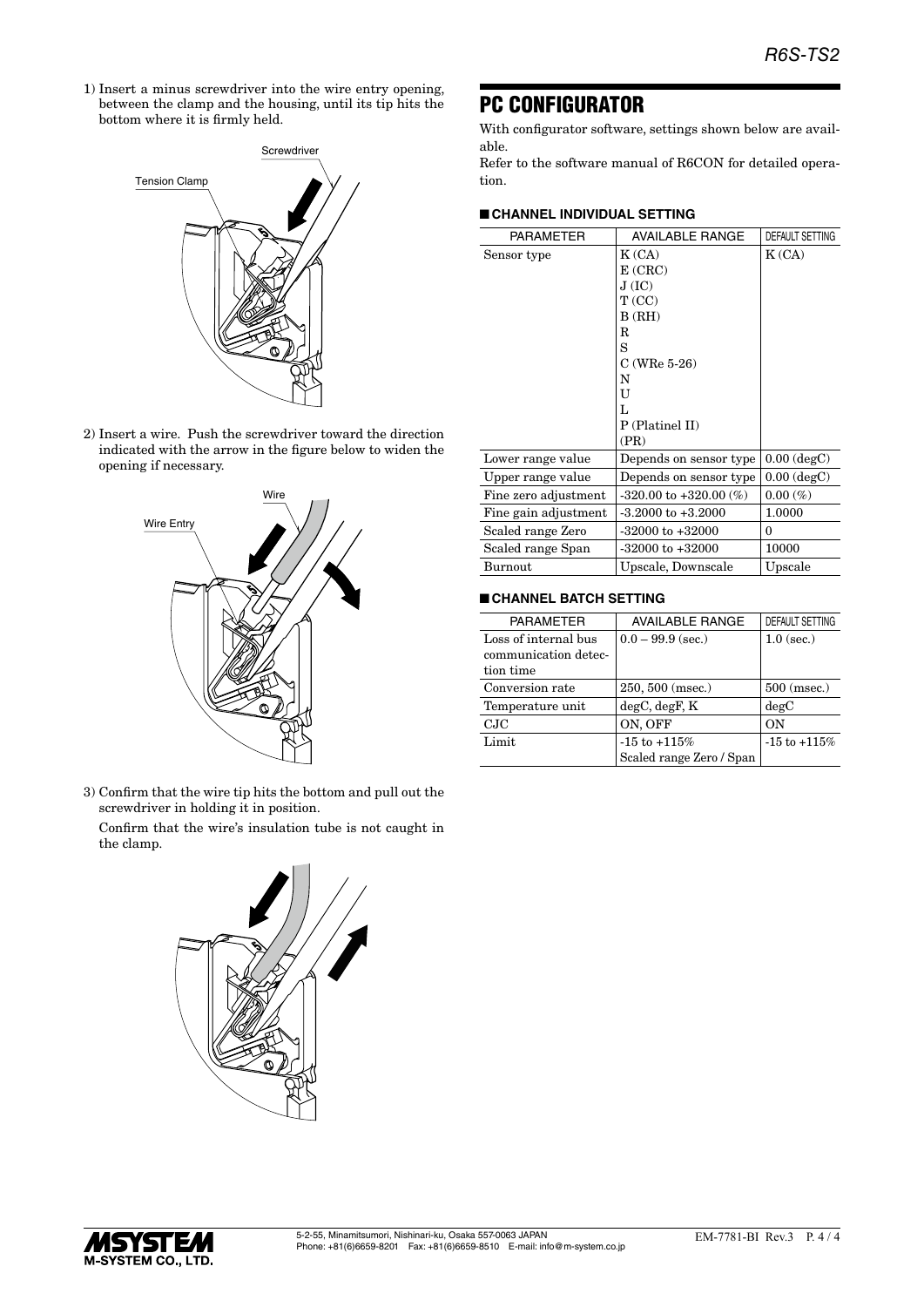1) Insert a minus screwdriver into the wire entry opening, between the clamp and the housing, until its tip hits the bottom where it is firmly held.

Screwdriver

Tension Clamp

2) Insert a wire. Push the screwdriver toward the direction indicated with the arrow in the figure below to widen the opening if necessary.

Wire

Wire Entry

3) Confirm that the wire tip hits the bottom and pull out the screwdriver in holding it in position.

Confirm that the wire's insulation tube is not caught in the clamp.

# PC CONFIGURATOR

With configurator software, settings shown below are available.

Refer to the software manual of R6CON for detailed operation.

## ■ CHANNEL INDIVIDUAL SETTING

| PARAMETER | AVAILABLE RANGE | DEFAULT SETTING |
|---|---|---|
| Sensor type | K (CA)<br>E (CRC)<br>J (IC)<br>T (CC)<br>B (RH)<br>R<br>S<br>C (WRe 5-26)<br>N<br>U<br>L<br>P (Platinel II)<br>(PR) | K (CA) |
| Lower range value | Depends on sensor type | 0.00 (degC) |
| Upper range value | Depends on sensor type | 0.00 (degC) |
| Fine zero adjustment | -320.00 to +320.00 (%) | 0.00 (%) |
| Fine gain adjustment | -3.2000 to +3.2000 | 1.0000 |
| Scaled range Zero | -32000 to +32000 | 0 |
| Scaled range Span | -32000 to +32000 | 10000 |
| Burnout | Upscale, Downscale | Upscale |

## ■ CHANNEL BATCH SETTING

| PARAMETER | AVAILABLE RANGE | DEFAULT SETTING |
|---|---|---|
| Loss of internal bus communication detection time | 0.0 – 99.9 (sec.) | 1.0 (sec.) |
| Conversion rate | 250, 500 (msec.) | 500 (msec.) |
| Temperature unit | degC, degF, K | degC |
| CJC | ON, OFF | ON |
| Limit | -15 to +115%<br>Scaled range Zero / Span | -15 to +115% |